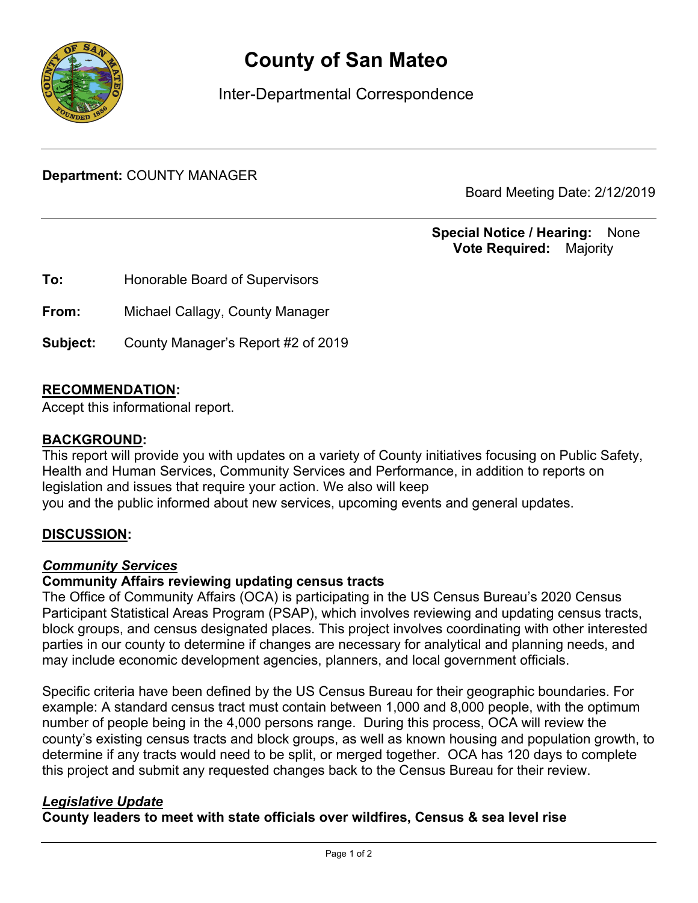# County of San Mateo

Inter-Departmental Correspondence

**Department:** COUNTY MANAGER

Board Meeting Date: 2/12/2019

**Special Notice / Hearing:** None
**Vote Required:** Majority

**To:** Honorable Board of Supervisors

**From:** Michael Callagy, County Manager

**Subject:** County Manager's Report #2 of 2019

## RECOMMENDATION:

Accept this informational report.

## BACKGROUND:

This report will provide you with updates on a variety of County initiatives focusing on Public Safety, Health and Human Services, Community Services and Performance, in addition to reports on legislation and issues that require your action. We also will keep you and the public informed about new services, upcoming events and general updates.

## DISCUSSION:

### *Community Services*

**Community Affairs reviewing updating census tracts**

The Office of Community Affairs (OCA) is participating in the US Census Bureau's 2020 Census Participant Statistical Areas Program (PSAP), which involves reviewing and updating census tracts, block groups, and census designated places. This project involves coordinating with other interested parties in our county to determine if changes are necessary for analytical and planning needs, and may include economic development agencies, planners, and local government officials.

Specific criteria have been defined by the US Census Bureau for their geographic boundaries. For example: A standard census tract must contain between 1,000 and 8,000 people, with the optimum number of people being in the 4,000 persons range. During this process, OCA will review the county's existing census tracts and block groups, as well as known housing and population growth, to determine if any tracts would need to be split, or merged together. OCA has 120 days to complete this project and submit any requested changes back to the Census Bureau for their review.

### *Legislative Update*

**County leaders to meet with state officials over wildfires, Census & sea level rise**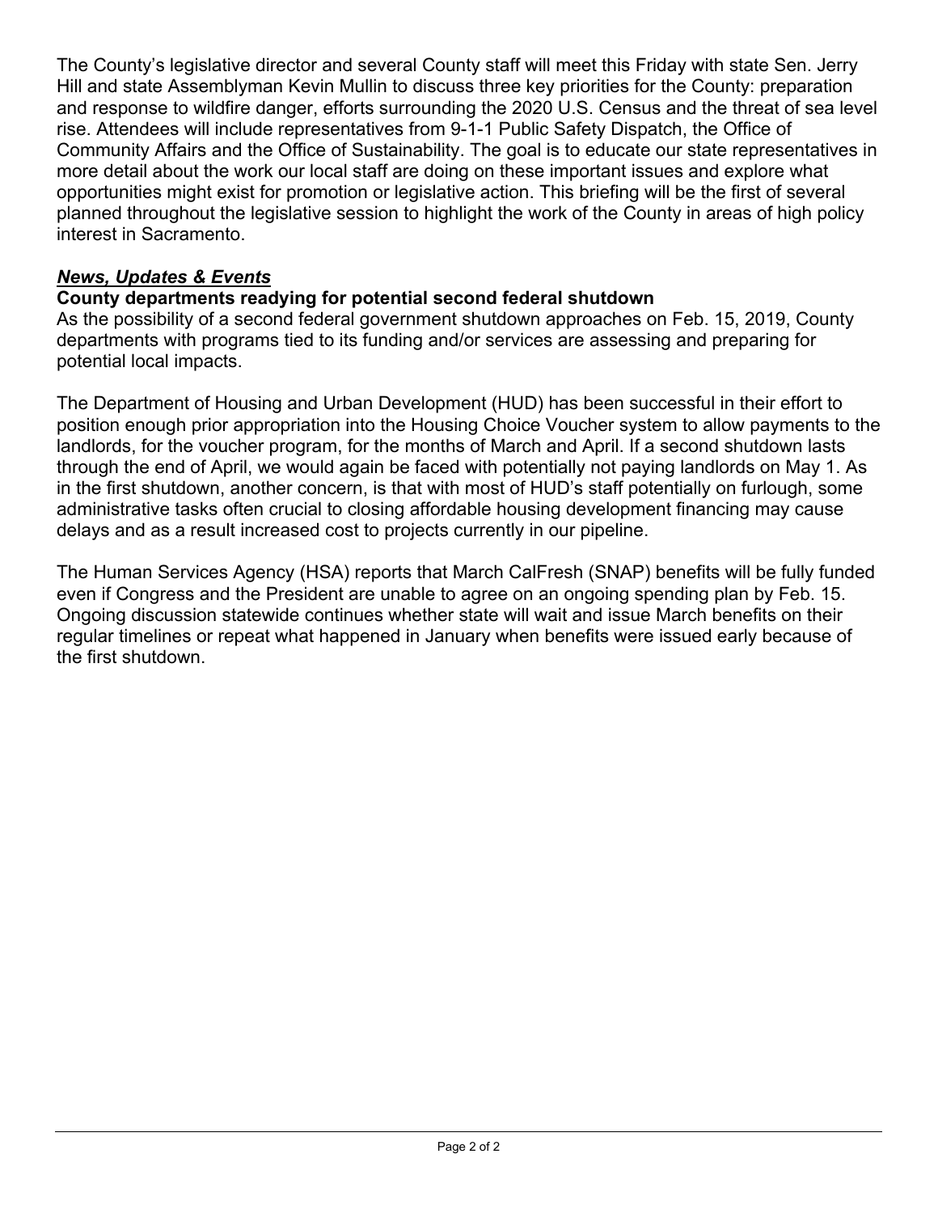The County's legislative director and several County staff will meet this Friday with state Sen. Jerry Hill and state Assemblyman Kevin Mullin to discuss three key priorities for the County: preparation and response to wildfire danger, efforts surrounding the 2020 U.S. Census and the threat of sea level rise. Attendees will include representatives from 9-1-1 Public Safety Dispatch, the Office of Community Affairs and the Office of Sustainability. The goal is to educate our state representatives in more detail about the work our local staff are doing on these important issues and explore what opportunities might exist for promotion or legislative action. This briefing will be the first of several planned throughout the legislative session to highlight the work of the County in areas of high policy interest in Sacramento.

***News, Updates & Events***

**County departments readying for potential second federal shutdown**

As the possibility of a second federal government shutdown approaches on Feb. 15, 2019, County departments with programs tied to its funding and/or services are assessing and preparing for potential local impacts.

The Department of Housing and Urban Development (HUD) has been successful in their effort to position enough prior appropriation into the Housing Choice Voucher system to allow payments to the landlords, for the voucher program, for the months of March and April. If a second shutdown lasts through the end of April, we would again be faced with potentially not paying landlords on May 1. As in the first shutdown, another concern, is that with most of HUD's staff potentially on furlough, some administrative tasks often crucial to closing affordable housing development financing may cause delays and as a result increased cost to projects currently in our pipeline.

The Human Services Agency (HSA) reports that March CalFresh (SNAP) benefits will be fully funded even if Congress and the President are unable to agree on an ongoing spending plan by Feb. 15. Ongoing discussion statewide continues whether state will wait and issue March benefits on their regular timelines or repeat what happened in January when benefits were issued early because of the first shutdown.